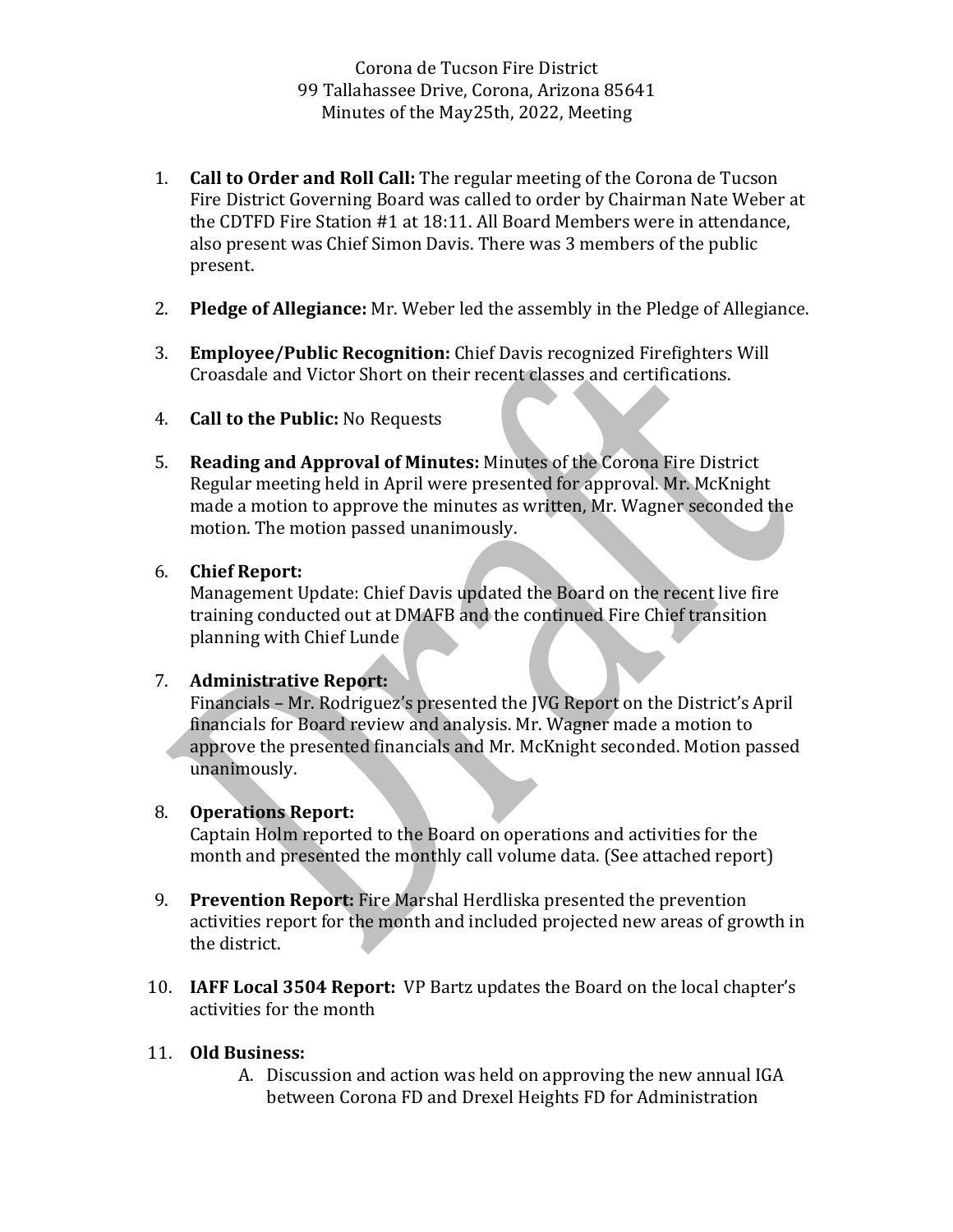Corona de Tucson Fire District
99 Tallahassee Drive, Corona, Arizona 85641
Minutes of the May25th, 2022, Meeting

1. **Call to Order and Roll Call:** The regular meeting of the Corona de Tucson Fire District Governing Board was called to order by Chairman Nate Weber at the CDTFD Fire Station #1 at 18:11. All Board Members were in attendance, also present was Chief Simon Davis. There was 3 members of the public present.

2. **Pledge of Allegiance:** Mr. Weber led the assembly in the Pledge of Allegiance.

3. **Employee/Public Recognition:** Chief Davis recognized Firefighters Will Croasdale and Victor Short on their recent classes and certifications.

4. **Call to the Public:** No Requests

5. **Reading and Approval of Minutes:** Minutes of the Corona Fire District Regular meeting held in April were presented for approval. Mr. McKnight made a motion to approve the minutes as written, Mr. Wagner seconded the motion. The motion passed unanimously.

6. **Chief Report:**
   Management Update: Chief Davis updated the Board on the recent live fire training conducted out at DMAFB and the continued Fire Chief transition planning with Chief Lunde

7. **Administrative Report:**
   Financials – Mr. Rodriguez's presented the JVG Report on the District's April financials for Board review and analysis. Mr. Wagner made a motion to approve the presented financials and Mr. McKnight seconded. Motion passed unanimously.

8. **Operations Report:**
   Captain Holm reported to the Board on operations and activities for the month and presented the monthly call volume data. (See attached report)

9. **Prevention Report:** Fire Marshal Herdliska presented the prevention activities report for the month and included projected new areas of growth in the district.

10. **IAFF Local 3504 Report:** VP Bartz updates the Board on the local chapter's activities for the month

11. **Old Business:**
    A. Discussion and action was held on approving the new annual IGA between Corona FD and Drexel Heights FD for Administration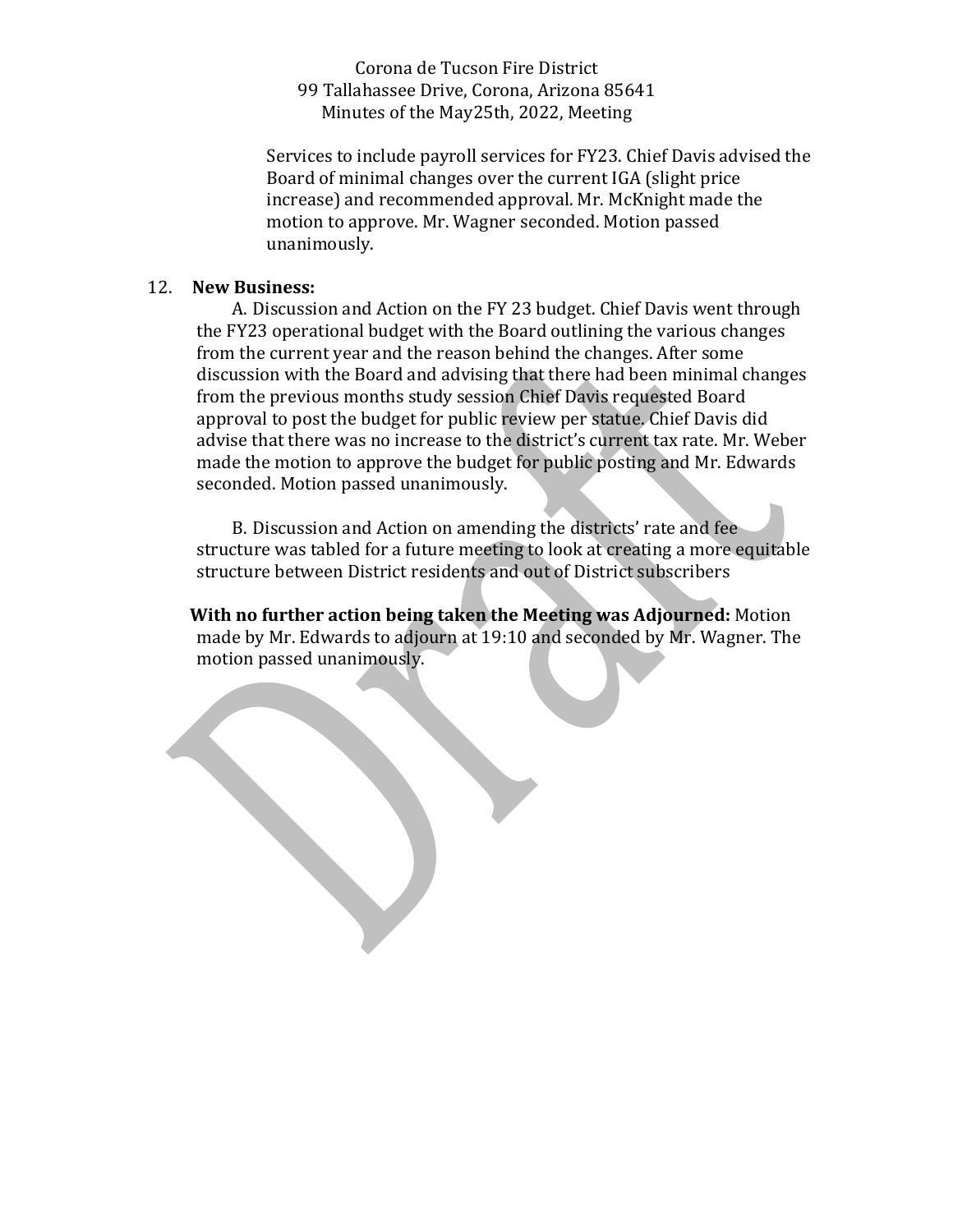Services to include payroll services for FY23. Chief Davis advised the Board of minimal changes over the current IGA (slight price increase) and recommended approval. Mr. McKnight made the motion to approve. Mr. Wagner seconded. Motion passed unanimously.

12. **New Business:**

A. Discussion and Action on the FY 23 budget. Chief Davis went through the FY23 operational budget with the Board outlining the various changes from the current year and the reason behind the changes. After some discussion with the Board and advising that there had been minimal changes from the previous months study session Chief Davis requested Board approval to post the budget for public review per statue. Chief Davis did advise that there was no increase to the district's current tax rate. Mr. Weber made the motion to approve the budget for public posting and Mr. Edwards seconded. Motion passed unanimously.

B. Discussion and Action on amending the districts' rate and fee structure was tabled for a future meeting to look at creating a more equitable structure between District residents and out of District subscribers

**With no further action being taken the Meeting was Adjourned:** Motion made by Mr. Edwards to adjourn at 19:10 and seconded by Mr. Wagner. The motion passed unanimously.

Draft